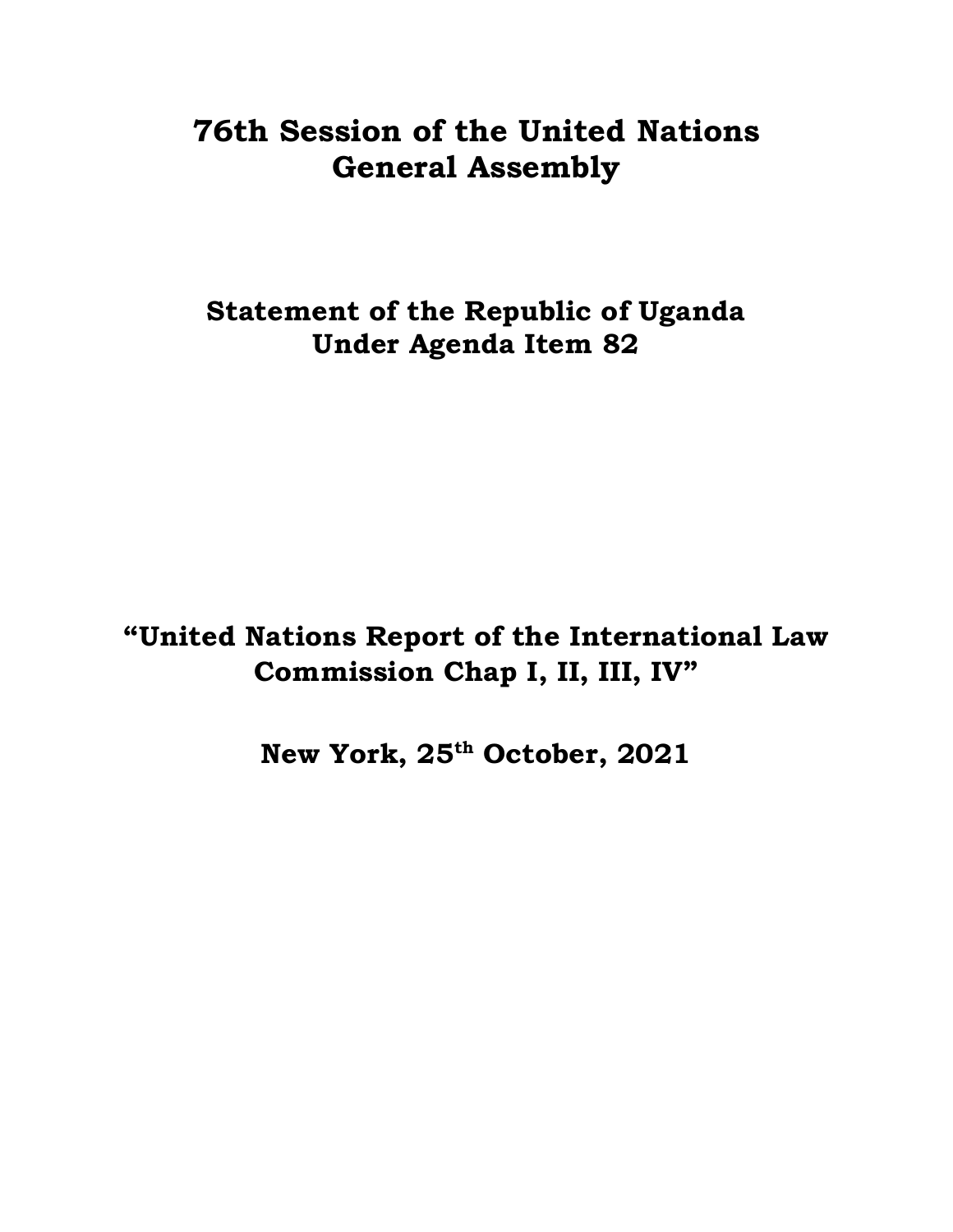# 76th Session of the United Nations General Assembly

## Statement of the Republic of Uganda Under Agenda Item 82

## "United Nations Report of the International Law Commission Chap I, II, III, IV"

**New York, 25th October, 2021**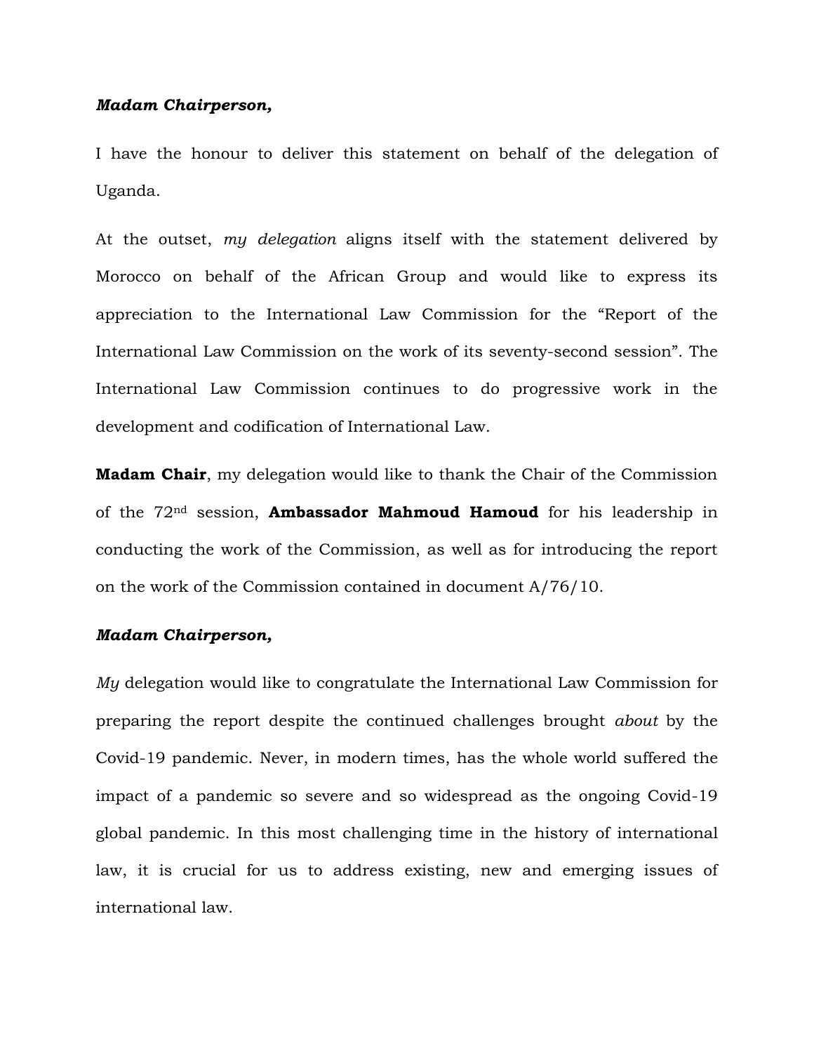***Madam Chairperson,***

I have the honour to deliver this statement on behalf of the delegation of Uganda.

At the outset, *my delegation* aligns itself with the statement delivered by Morocco on behalf of the African Group and would like to express its appreciation to the International Law Commission for the "Report of the International Law Commission on the work of its seventy-second session". The International Law Commission continues to do progressive work in the development and codification of International Law.

**Madam Chair**, my delegation would like to thank the Chair of the Commission of the 72nd session, **Ambassador Mahmoud Hamoud** for his leadership in conducting the work of the Commission, as well as for introducing the report on the work of the Commission contained in document A/76/10.

***Madam Chairperson,***

*My* delegation would like to congratulate the International Law Commission for preparing the report despite the continued challenges brought *about* by the Covid-19 pandemic. Never, in modern times, has the whole world suffered the impact of a pandemic so severe and so widespread as the ongoing Covid-19 global pandemic. In this most challenging time in the history of international law, it is crucial for us to address existing, new and emerging issues of international law.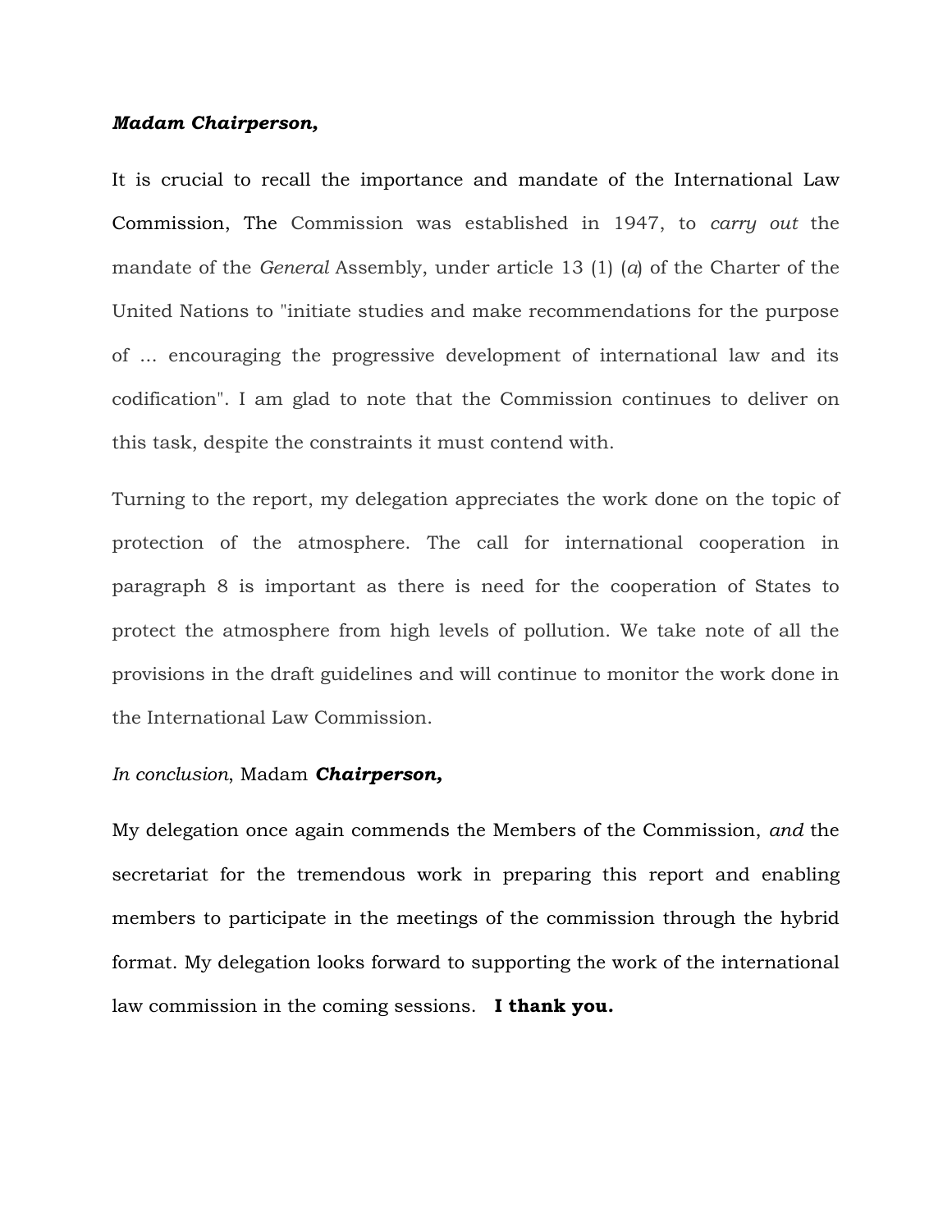***Madam Chairperson,***

It is crucial to recall the importance and mandate of the International Law Commission, The Commission was established in 1947, to *carry out* the mandate of the *General* Assembly, under article 13 (1) (*a*) of the Charter of the United Nations to "initiate studies and make recommendations for the purpose of ... encouraging the progressive development of international law and its codification". I am glad to note that the Commission continues to deliver on this task, despite the constraints it must contend with.

Turning to the report, my delegation appreciates the work done on the topic of protection of the atmosphere. The call for international cooperation in paragraph 8 is important as there is need for the cooperation of States to protect the atmosphere from high levels of pollution. We take note of all the provisions in the draft guidelines and will continue to monitor the work done in the International Law Commission.

*In conclusion*, Madam ***Chairperson,***

My delegation once again commends the Members of the Commission, *and* the secretariat for the tremendous work in preparing this report and enabling members to participate in the meetings of the commission through the hybrid format. My delegation looks forward to supporting the work of the international law commission in the coming sessions. **I thank you.**